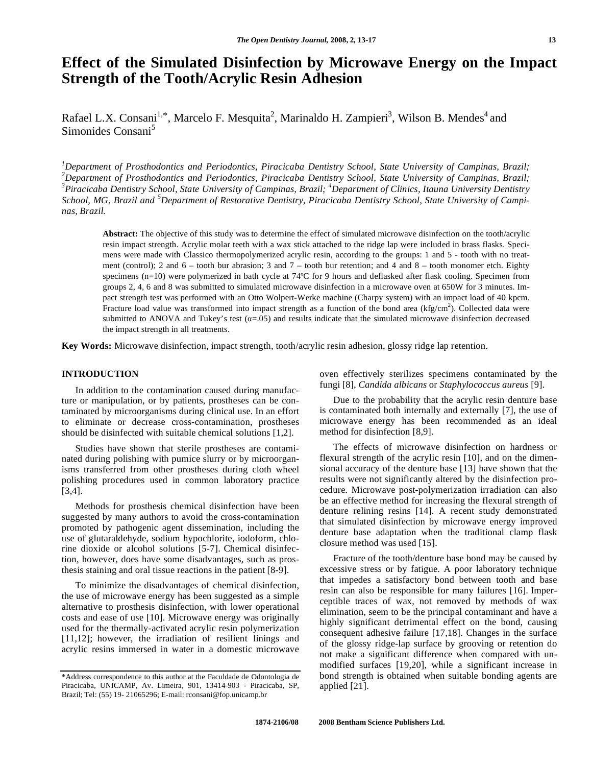# Effect of the Simulated Disinfection by Microwave Energy on the Impact Strength of the Tooth/Acrylic Resin Adhesion

Rafael L.X. Consani[1,*], Marcelo F. Mesquita[2], Marinaldo H. Zampieri[3], Wilson B. Mendes[4] and Simonides Consani[5]

*[1]Department of Prosthodontics and Periodontics, Piracicaba Dentistry School, State University of Campinas, Brazil; [2]Department of Prosthodontics and Periodontics, Piracicaba Dentistry School, State University of Campinas, Brazil; [3]Piracicaba Dentistry School, State University of Campinas, Brazil; [4]Department of Clinics, Itauna University Dentistry School, MG, Brazil and [5]Department of Restorative Dentistry, Piracicaba Dentistry School, State University of Campinas, Brazil.*

**Abstract:** The objective of this study was to determine the effect of simulated microwave disinfection on the tooth/acrylic resin impact strength. Acrylic molar teeth with a wax stick attached to the ridge lap were included in brass flasks. Specimens were made with Classico thermopolymerized acrylic resin, according to the groups: 1 and 5 - tooth with no treatment (control); 2 and 6 – tooth bur abrasion; 3 and 7 – tooth bur retention; and 4 and 8 – tooth monomer etch. Eighty specimens (n=10) were polymerized in bath cycle at 74ºC for 9 hours and deflasked after flask cooling. Specimen from groups 2, 4, 6 and 8 was submitted to simulated microwave disinfection in a microwave oven at 650W for 3 minutes. Impact strength test was performed with an Otto Wolpert-Werke machine (Charpy system) with an impact load of 40 kpcm. Fracture load value was transformed into impact strength as a function of the bond area (kfg/cm$^2$). Collected data were submitted to ANOVA and Tukey's test ($\alpha$=.05) and results indicate that the simulated microwave disinfection decreased the impact strength in all treatments.

**Key Words:** Microwave disinfection, impact strength, tooth/acrylic resin adhesion, glossy ridge lap retention.

## INTRODUCTION

In addition to the contamination caused during manufacture or manipulation, or by patients, prostheses can be contaminated by microorganisms during clinical use. In an effort to eliminate or decrease cross-contamination, prostheses should be disinfected with suitable chemical solutions [1,2].

Studies have shown that sterile prostheses are contaminated during polishing with pumice slurry or by microorganisms transferred from other prostheses during cloth wheel polishing procedures used in common laboratory practice [3,4].

Methods for prosthesis chemical disinfection have been suggested by many authors to avoid the cross-contamination promoted by pathogenic agent dissemination, including the use of glutaraldehyde, sodium hypochlorite, iodoform, chlorine dioxide or alcohol solutions [5-7]. Chemical disinfection, however, does have some disadvantages, such as prosthesis staining and oral tissue reactions in the patient [8-9].

To minimize the disadvantages of chemical disinfection, the use of microwave energy has been suggested as a simple alternative to prosthesis disinfection, with lower operational costs and ease of use [10]. Microwave energy was originally used for the thermally-activated acrylic resin polymerization [11,12]; however, the irradiation of resilient linings and acrylic resins immersed in water in a domestic microwave oven effectively sterilizes specimens contaminated by the fungi [8], *Candida albicans* or *Staphylococcus aureus* [9].

Due to the probability that the acrylic resin denture base is contaminated both internally and externally [7], the use of microwave energy has been recommended as an ideal method for disinfection [8,9].

The effects of microwave disinfection on hardness or flexural strength of the acrylic resin [10], and on the dimensional accuracy of the denture base [13] have shown that the results were not significantly altered by the disinfection procedure. Microwave post-polymerization irradiation can also be an effective method for increasing the flexural strength of denture relining resins [14]. A recent study demonstrated that simulated disinfection by microwave energy improved denture base adaptation when the traditional clamp flask closure method was used [15].

Fracture of the tooth/denture base bond may be caused by excessive stress or by fatigue. A poor laboratory technique that impedes a satisfactory bond between tooth and base resin can also be responsible for many failures [16]. Imperceptible traces of wax, not removed by methods of wax elimination, seem to be the principal contaminant and have a highly significant detrimental effect on the bond, causing consequent adhesive failure [17,18]. Changes in the surface of the glossy ridge-lap surface by grooving or retention do not make a significant difference when compared with unmodified surfaces [19,20], while a significant increase in bond strength is obtained when suitable bonding agents are applied [21].

*Address correspondence to this author at the Faculdade de Odontologia de Piracicaba, UNICAMP, Av. Limeira, 901, 13414-903 - Piracicaba, SP, Brazil; Tel: (55) 19- 21065296; E-mail: rconsani@fop.unicamp.br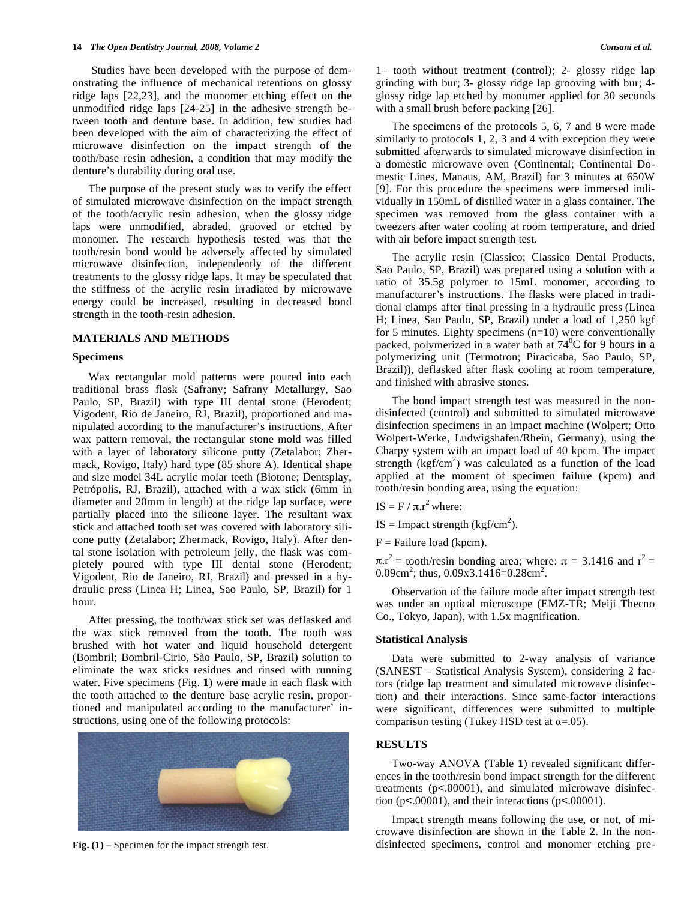Studies have been developed with the purpose of demonstrating the influence of mechanical retentions on glossy ridge laps [22,23], and the monomer etching effect on the unmodified ridge laps [24-25] in the adhesive strength between tooth and denture base. In addition, few studies had been developed with the aim of characterizing the effect of microwave disinfection on the impact strength of the tooth/base resin adhesion, a condition that may modify the denture's durability during oral use.

The purpose of the present study was to verify the effect of simulated microwave disinfection on the impact strength of the tooth/acrylic resin adhesion, when the glossy ridge laps were unmodified, abraded, grooved or etched by monomer. The research hypothesis tested was that the tooth/resin bond would be adversely affected by simulated microwave disinfection, independently of the different treatments to the glossy ridge laps. It may be speculated that the stiffness of the acrylic resin irradiated by microwave energy could be increased, resulting in decreased bond strength in the tooth-resin adhesion.

## MATERIALS AND METHODS

### Specimens

Wax rectangular mold patterns were poured into each traditional brass flask (Safrany; Safrany Metallurgy, Sao Paulo, SP, Brazil) with type III dental stone (Herodent; Vigodent, Rio de Janeiro, RJ, Brazil), proportioned and manipulated according to the manufacturer's instructions. After wax pattern removal, the rectangular stone mold was filled with a layer of laboratory silicone putty (Zetalabor; Zhermack, Rovigo, Italy) hard type (85 shore A). Identical shape and size model 34L acrylic molar teeth (Biotone; Dentsplay, Petrópolis, RJ, Brazil), attached with a wax stick (6mm in diameter and 20mm in length) at the ridge lap surface, were partially placed into the silicone layer. The resultant wax stick and attached tooth set was covered with laboratory silicone putty (Zetalabor; Zhermack, Rovigo, Italy). After dental stone isolation with petroleum jelly, the flask was completely poured with type III dental stone (Herodent; Vigodent, Rio de Janeiro, RJ, Brazil) and pressed in a hydraulic press (Linea H; Linea, Sao Paulo, SP, Brazil) for 1 hour.

After pressing, the tooth/wax stick set was deflasked and the wax stick removed from the tooth. The tooth was brushed with hot water and liquid household detergent (Bombril; Bombril-Cirio, São Paulo, SP, Brazil) solution to eliminate the wax sticks residues and rinsed with running water. Five specimens (Fig. **1**) were made in each flask with the tooth attached to the denture base acrylic resin, proportioned and manipulated according to the manufacturer' instructions, using one of the following protocols:

**Fig. (1)** – Specimen for the impact strength test.

1– tooth without treatment (control); 2- glossy ridge lap grinding with bur; 3- glossy ridge lap grooving with bur; 4- glossy ridge lap etched by monomer applied for 30 seconds with a small brush before packing [26].

The specimens of the protocols 5, 6, 7 and 8 were made similarly to protocols 1, 2, 3 and 4 with exception they were submitted afterwards to simulated microwave disinfection in a domestic microwave oven (Continental; Continental Domestic Lines, Manaus, AM, Brazil) for 3 minutes at 650W [9]. For this procedure the specimens were immersed individually in 150mL of distilled water in a glass container. The specimen was removed from the glass container with a tweezers after water cooling at room temperature, and dried with air before impact strength test.

The acrylic resin (Classico; Classico Dental Products, Sao Paulo, SP, Brazil) was prepared using a solution with a ratio of 35.5g polymer to 15mL monomer, according to manufacturer's instructions. The flasks were placed in traditional clamps after final pressing in a hydraulic press (Linea H; Linea, Sao Paulo, SP, Brazil) under a load of 1,250 kgf for 5 minutes. Eighty specimens (n=10) were conventionally packed, polymerized in a water bath at $74^0$C for 9 hours in a polymerizing unit (Termotron; Piracicaba, Sao Paulo, SP, Brazil)), deflasked after flask cooling at room temperature, and finished with abrasive stones.

The bond impact strength test was measured in the non-disinfected (control) and submitted to simulated microwave disinfection specimens in an impact machine (Wolpert; Otto Wolpert-Werke, Ludwigshafen/Rhein, Germany), using the Charpy system with an impact load of 40 kpcm. The impact strength (kgf/cm$^2$) was calculated as a function of the load applied at the moment of specimen failure (kpcm) and tooth/resin bonding area, using the equation:

$IS = F / \pi.r^2$ where:

IS = Impact strength (kgf/cm$^2$).

F = Failure load (kpcm).

$\pi.r^2$ = tooth/resin bonding area; where: $\pi$ = 3.1416 and $r^2$ = 0.09cm$^2$; thus, 0.09x3.1416=0.28cm$^2$.

Observation of the failure mode after impact strength test was under an optical microscope (EMZ-TR; Meiji Thecno Co., Tokyo, Japan), with 1.5x magnification.

### Statistical Analysis

Data were submitted to 2-way analysis of variance (SANEST – Statistical Analysis System), considering 2 factors (ridge lap treatment and simulated microwave disinfection) and their interactions. Since same-factor interactions were significant, differences were submitted to multiple comparison testing (Tukey HSD test at $\alpha$=.05).

## RESULTS

Two-way ANOVA (Table **1**) revealed significant differences in the tooth/resin bond impact strength for the different treatments ($p<.00001$), and simulated microwave disinfection ($p<.00001$), and their interactions ($p<.00001$).

Impact strength means following the use, or not, of microwave disinfection are shown in the Table **2**. In the non-disinfected specimens, control and monomer etching pre-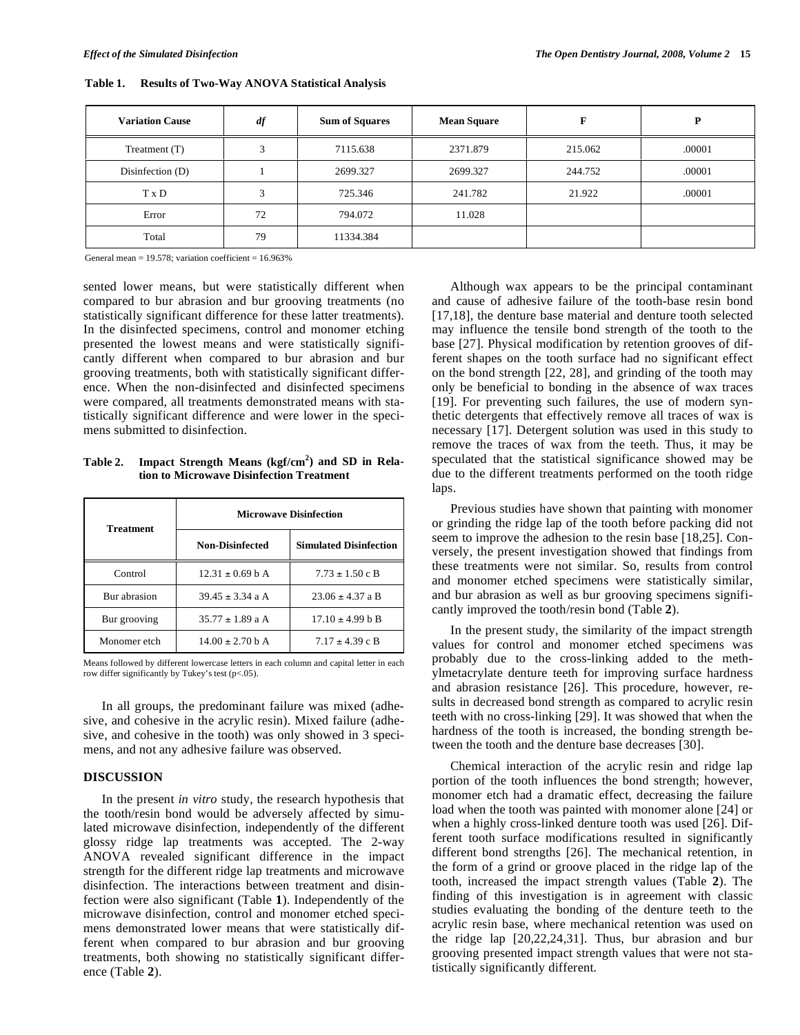**Table 1. Results of Two-Way ANOVA Statistical Analysis**

| Variation Cause | *df* | Sum of Squares | Mean Square | F | P |
|---|---|---|---|---|---|
| Treatment (T) | 3 | 7115.638 | 2371.879 | 215.062 | .00001 |
| Disinfection (D) | 1 | 2699.327 | 2699.327 | 244.752 | .00001 |
| T x D | 3 | 725.346 | 241.782 | 21.922 | .00001 |
| Error | 72 | 794.072 | 11.028 | | |
| Total | 79 | 11334.384 | | | |

General mean = 19.578; variation coefficient = 16.963%

sented lower means, but were statistically different when compared to bur abrasion and bur grooving treatments (no statistically significant difference for these latter treatments). In the disinfected specimens, control and monomer etching presented the lowest means and were statistically significantly different when compared to bur abrasion and bur grooving treatments, both with statistically significant difference. When the non-disinfected and disinfected specimens were compared, all treatments demonstrated means with statistically significant difference and were lower in the specimens submitted to disinfection.

**Table 2. Impact Strength Means (kgf/cm$^2$) and SD in Relation to Microwave Disinfection Treatment**

| Treatment | Microwave Disinfection | |
|---|---|---|
| | Non-Disinfected | Simulated Disinfection |
| Control | 12.31 ± 0.69 b A | 7.73 ± 1.50 c B |
| Bur abrasion | 39.45 ± 3.34 a A | 23.06 ± 4.37 a B |
| Bur grooving | 35.77 ± 1.89 a A | 17.10 ± 4.99 b B |
| Monomer etch | 14.00 ± 2.70 b A | 7.17 ± 4.39 c B |

Means followed by different lowercase letters in each column and capital letter in each row differ significantly by Tukey's test ($p<.05$).

In all groups, the predominant failure was mixed (adhesive, and cohesive in the acrylic resin). Mixed failure (adhesive, and cohesive in the tooth) was only showed in 3 specimens, and not any adhesive failure was observed.

## DISCUSSION

In the present *in vitro* study, the research hypothesis that the tooth/resin bond would be adversely affected by simulated microwave disinfection, independently of the different glossy ridge lap treatments was accepted. The 2-way ANOVA revealed significant difference in the impact strength for the different ridge lap treatments and microwave disinfection. The interactions between treatment and disinfection were also significant (Table **1**). Independently of the microwave disinfection, control and monomer etched specimens demonstrated lower means that were statistically different when compared to bur abrasion and bur grooving treatments, both showing no statistically significant difference (Table **2**).

Although wax appears to be the principal contaminant and cause of adhesive failure of the tooth-base resin bond [17,18], the denture base material and denture tooth selected may influence the tensile bond strength of the tooth to the base [27]. Physical modification by retention grooves of different shapes on the tooth surface had no significant effect on the bond strength [22, 28], and grinding of the tooth may only be beneficial to bonding in the absence of wax traces [19]. For preventing such failures, the use of modern synthetic detergents that effectively remove all traces of wax is necessary [17]. Detergent solution was used in this study to remove the traces of wax from the teeth. Thus, it may be speculated that the statistical significance showed may be due to the different treatments performed on the tooth ridge laps.

Previous studies have shown that painting with monomer or grinding the ridge lap of the tooth before packing did not seem to improve the adhesion to the resin base [18,25]. Conversely, the present investigation showed that findings from these treatments were not similar. So, results from control and monomer etched specimens were statistically similar, and bur abrasion as well as bur grooving specimens significantly improved the tooth/resin bond (Table **2**).

In the present study, the similarity of the impact strength values for control and monomer etched specimens was probably due to the cross-linking added to the methylmetacrylate denture teeth for improving surface hardness and abrasion resistance [26]. This procedure, however, results in decreased bond strength as compared to acrylic resin teeth with no cross-linking [29]. It was showed that when the hardness of the tooth is increased, the bonding strength between the tooth and the denture base decreases [30].

Chemical interaction of the acrylic resin and ridge lap portion of the tooth influences the bond strength; however, monomer etch had a dramatic effect, decreasing the failure load when the tooth was painted with monomer alone [24] or when a highly cross-linked denture tooth was used [26]. Different tooth surface modifications resulted in significantly different bond strengths [26]. The mechanical retention, in the form of a grind or groove placed in the ridge lap of the tooth, increased the impact strength values (Table **2**). The finding of this investigation is in agreement with classic studies evaluating the bonding of the denture teeth to the acrylic resin base, where mechanical retention was used on the ridge lap [20,22,24,31]. Thus, bur abrasion and bur grooving presented impact strength values that were not statistically significantly different.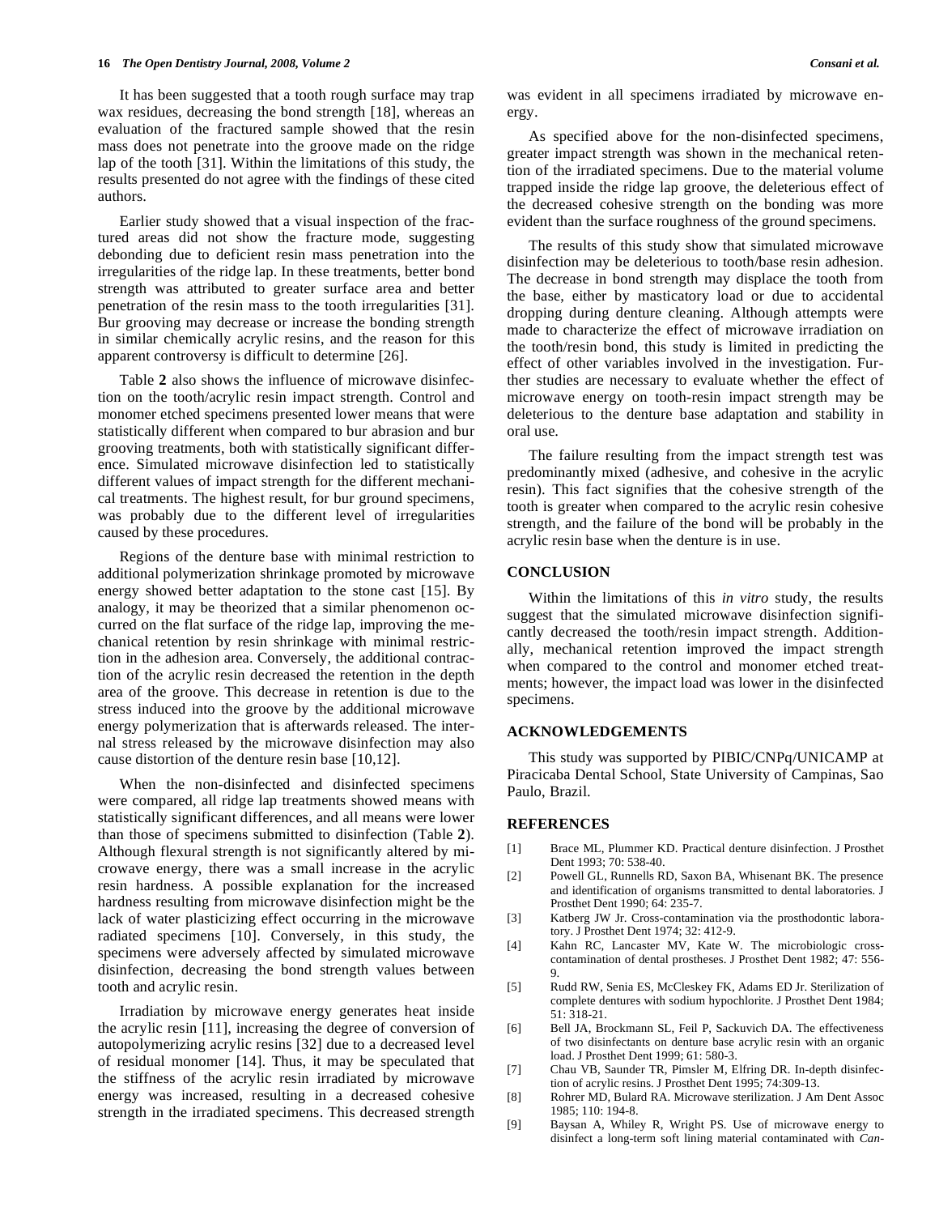It has been suggested that a tooth rough surface may trap wax residues, decreasing the bond strength [18], whereas an evaluation of the fractured sample showed that the resin mass does not penetrate into the groove made on the ridge lap of the tooth [31]. Within the limitations of this study, the results presented do not agree with the findings of these cited authors.

Earlier study showed that a visual inspection of the fractured areas did not show the fracture mode, suggesting debonding due to deficient resin mass penetration into the irregularities of the ridge lap. In these treatments, better bond strength was attributed to greater surface area and better penetration of the resin mass to the tooth irregularities [31]. Bur grooving may decrease or increase the bonding strength in similar chemically acrylic resins, and the reason for this apparent controversy is difficult to determine [26].

Table **2** also shows the influence of microwave disinfection on the tooth/acrylic resin impact strength. Control and monomer etched specimens presented lower means that were statistically different when compared to bur abrasion and bur grooving treatments, both with statistically significant difference. Simulated microwave disinfection led to statistically different values of impact strength for the different mechanical treatments. The highest result, for bur ground specimens, was probably due to the different level of irregularities caused by these procedures.

Regions of the denture base with minimal restriction to additional polymerization shrinkage promoted by microwave energy showed better adaptation to the stone cast [15]. By analogy, it may be theorized that a similar phenomenon occurred on the flat surface of the ridge lap, improving the mechanical retention by resin shrinkage with minimal restriction in the adhesion area. Conversely, the additional contraction of the acrylic resin decreased the retention in the depth area of the groove. This decrease in retention is due to the stress induced into the groove by the additional microwave energy polymerization that is afterwards released. The internal stress released by the microwave disinfection may also cause distortion of the denture resin base [10,12].

When the non-disinfected and disinfected specimens were compared, all ridge lap treatments showed means with statistically significant differences, and all means were lower than those of specimens submitted to disinfection (Table **2**). Although flexural strength is not significantly altered by microwave energy, there was a small increase in the acrylic resin hardness. A possible explanation for the increased hardness resulting from microwave disinfection might be the lack of water plasticizing effect occurring in the microwave radiated specimens [10]. Conversely, in this study, the specimens were adversely affected by simulated microwave disinfection, decreasing the bond strength values between tooth and acrylic resin.

Irradiation by microwave energy generates heat inside the acrylic resin [11], increasing the degree of conversion of autopolymerizing acrylic resins [32] due to a decreased level of residual monomer [14]. Thus, it may be speculated that the stiffness of the acrylic resin irradiated by microwave energy was increased, resulting in a decreased cohesive strength in the irradiated specimens. This decreased strength was evident in all specimens irradiated by microwave energy.

As specified above for the non-disinfected specimens, greater impact strength was shown in the mechanical retention of the irradiated specimens. Due to the material volume trapped inside the ridge lap groove, the deleterious effect of the decreased cohesive strength on the bonding was more evident than the surface roughness of the ground specimens.

The results of this study show that simulated microwave disinfection may be deleterious to tooth/base resin adhesion. The decrease in bond strength may displace the tooth from the base, either by masticatory load or due to accidental dropping during denture cleaning. Although attempts were made to characterize the effect of microwave irradiation on the tooth/resin bond, this study is limited in predicting the effect of other variables involved in the investigation. Further studies are necessary to evaluate whether the effect of microwave energy on tooth-resin impact strength may be deleterious to the denture base adaptation and stability in oral use.

The failure resulting from the impact strength test was predominantly mixed (adhesive, and cohesive in the acrylic resin). This fact signifies that the cohesive strength of the tooth is greater when compared to the acrylic resin cohesive strength, and the failure of the bond will be probably in the acrylic resin base when the denture is in use.

## CONCLUSION

Within the limitations of this *in vitro* study, the results suggest that the simulated microwave disinfection significantly decreased the tooth/resin impact strength. Additionally, mechanical retention improved the impact strength when compared to the control and monomer etched treatments; however, the impact load was lower in the disinfected specimens.

## ACKNOWLEDGEMENTS

This study was supported by PIBIC/CNPq/UNICAMP at Piracicaba Dental School, State University of Campinas, Sao Paulo, Brazil.

## REFERENCES

[1] Brace ML, Plummer KD. Practical denture disinfection. J Prosthet Dent 1993; 70: 538-40.

[2] Powell GL, Runnells RD, Saxon BA, Whisenant BK. The presence and identification of organisms transmitted to dental laboratories. J Prosthet Dent 1990; 64: 235-7.

[3] Katberg JW Jr. Cross-contamination via the prosthodontic laboratory. J Prosthet Dent 1974; 32: 412-9.

[4] Kahn RC, Lancaster MV, Kate W. The microbiologic cross-contamination of dental prostheses. J Prosthet Dent 1982; 47: 556-9.

[5] Rudd RW, Senia ES, McCleskey FK, Adams ED Jr. Sterilization of complete dentures with sodium hypochlorite. J Prosthet Dent 1984; 51: 318-21.

[6] Bell JA, Brockmann SL, Feil P, Sackuvich DA. The effectiveness of two disinfectants on denture base acrylic resin with an organic load. J Prosthet Dent 1999; 61: 580-3.

[7] Chau VB, Saunder TR, Pimsler M, Elfring DR. In-depth disinfection of acrylic resins. J Prosthet Dent 1995; 74:309-13.

[8] Rohrer MD, Bulard RA. Microwave sterilization. J Am Dent Assoc 1985; 110: 194-8.

[9] Baysan A, Whiley R, Wright PS. Use of microwave energy to disinfect a long-term soft lining material contaminated with *Can-*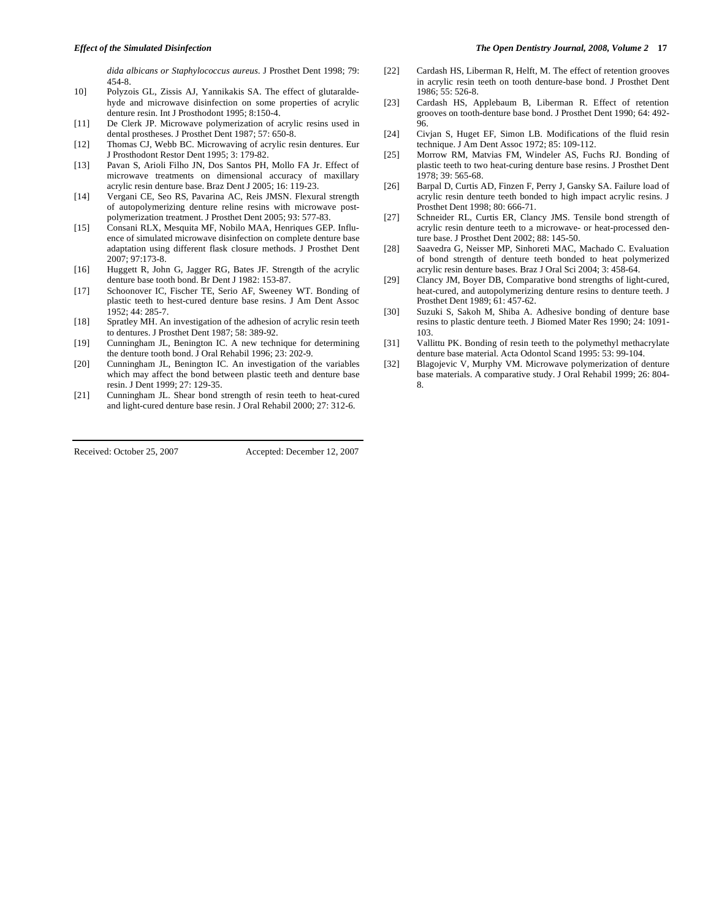*dida albicans or Staphylococcus aureus*. J Prosthet Dent 1998; 79: 454-8.

10] Polyzois GL, Zissis AJ, Yannikakis SA. The effect of glutaraldehyde and microwave disinfection on some properties of acrylic denture resin. Int J Prosthodont 1995; 8:150-4.

[11] De Clerk JP. Microwave polymerization of acrylic resins used in dental prostheses. J Prosthet Dent 1987; 57: 650-8.

[12] Thomas CJ, Webb BC. Microwaving of acrylic resin dentures. Eur J Prosthodont Restor Dent 1995; 3: 179-82.

[13] Pavan S, Arioli Filho JN, Dos Santos PH, Mollo FA Jr. Effect of microwave treatments on dimensional accuracy of maxillary acrylic resin denture base. Braz Dent J 2005; 16: 119-23.

[14] Vergani CE, Seo RS, Pavarina AC, Reis JMSN. Flexural strength of autopolymerizing denture reline resins with microwave post-polymerization treatment. J Prosthet Dent 2005; 93: 577-83.

[15] Consani RLX, Mesquita MF, Nobilo MAA, Henriques GEP. Influence of simulated microwave disinfection on complete denture base adaptation using different flask closure methods. J Prosthet Dent 2007; 97:173-8.

[16] Huggett R, John G, Jagger RG, Bates JF. Strength of the acrylic denture base tooth bond. Br Dent J 1982: 153-87.

[17] Schoonover IC, Fischer TE, Serio AF, Sweeney WT. Bonding of plastic teeth to hest-cured denture base resins. J Am Dent Assoc 1952; 44: 285-7.

[18] Spratley MH. An investigation of the adhesion of acrylic resin teeth to dentures. J Prosthet Dent 1987; 58: 389-92.

[19] Cunningham JL, Benington IC. A new technique for determining the denture tooth bond. J Oral Rehabil 1996; 23: 202-9.

[20] Cunningham JL, Benington IC. An investigation of the variables which may affect the bond between plastic teeth and denture base resin. J Dent 1999; 27: 129-35.

[21] Cunningham JL. Shear bond strength of resin teeth to heat-cured and light-cured denture base resin. J Oral Rehabil 2000; 27: 312-6.

[22] Cardash HS, Liberman R, Helft, M. The effect of retention grooves in acrylic resin teeth on tooth denture-base bond. J Prosthet Dent 1986; 55: 526-8.

[23] Cardash HS, Applebaum B, Liberman R. Effect of retention grooves on tooth-denture base bond. J Prosthet Dent 1990; 64: 492-96.

[24] Civjan S, Huget EF, Simon LB. Modifications of the fluid resin technique. J Am Dent Assoc 1972; 85: 109-112.

[25] Morrow RM, Matvias FM, Windeler AS, Fuchs RJ. Bonding of plastic teeth to two heat-curing denture base resins. J Prosthet Dent 1978; 39: 565-68.

[26] Barpal D, Curtis AD, Finzen F, Perry J, Gansky SA. Failure load of acrylic resin denture teeth bonded to high impact acrylic resins. J Prosthet Dent 1998; 80: 666-71.

[27] Schneider RL, Curtis ER, Clancy JMS. Tensile bond strength of acrylic resin denture teeth to a microwave- or heat-processed denture base. J Prosthet Dent 2002; 88: 145-50.

[28] Saavedra G, Neisser MP, Sinhoreti MAC, Machado C. Evaluation of bond strength of denture teeth bonded to heat polymerized acrylic resin denture bases. Braz J Oral Sci 2004; 3: 458-64.

[29] Clancy JM, Boyer DB, Comparative bond strengths of light-cured, heat-cured, and autopolymerizing denture resins to denture teeth. J Prosthet Dent 1989; 61: 457-62.

[30] Suzuki S, Sakoh M, Shiba A. Adhesive bonding of denture base resins to plastic denture teeth. J Biomed Mater Res 1990; 24: 1091-103.

[31] Vallittu PK. Bonding of resin teeth to the polymethyl methacrylate denture base material. Acta Odontol Scand 1995: 53: 99-104.

[32] Blagojevic V, Murphy VM. Microwave polymerization of denture base materials. A comparative study. J Oral Rehabil 1999; 26: 804-8.

Received: October 25, 2007 Accepted: December 12, 2007